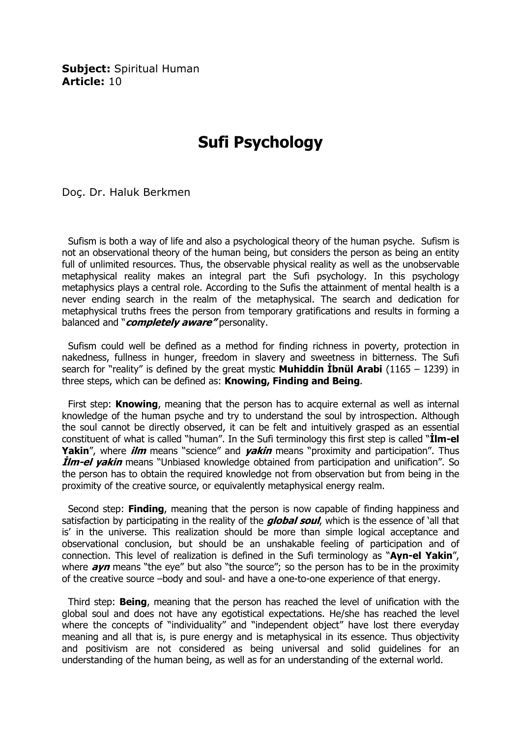**Subject:** Spiritual Human
**Article:** 10

# Sufi Psychology

Doç. Dr. Haluk Berkmen

Sufism is both a way of life and also a psychological theory of the human psyche. Sufism is not an observational theory of the human being, but considers the person as being an entity full of unlimited resources. Thus, the observable physical reality as well as the unobservable metaphysical reality makes an integral part the Sufi psychology. In this psychology metaphysics plays a central role. According to the Sufis the attainment of mental health is a never ending search in the realm of the metaphysical. The search and dedication for metaphysical truths frees the person from temporary gratifications and results in forming a balanced and "***completely aware"*** personality.

Sufism could well be defined as a method for finding richness in poverty, protection in nakedness, fullness in hunger, freedom in slavery and sweetness in bitterness. The Sufi search for "reality" is defined by the great mystic **Muhiddin İbnül Arabi** (1165 – 1239) in three steps, which can be defined as: **Knowing, Finding and Being**.

First step: **Knowing**, meaning that the person has to acquire external as well as internal knowledge of the human psyche and try to understand the soul by introspection. Although the soul cannot be directly observed, it can be felt and intuitively grasped as an essential constituent of what is called "human". In the Sufi terminology this first step is called "**İlm-el Yakin**", where ***ilm*** means "science" and ***yakin*** means "proximity and participation". Thus ***İlm-el yakin*** means "Unbiased knowledge obtained from participation and unification". So the person has to obtain the required knowledge not from observation but from being in the proximity of the creative source, or equivalently metaphysical energy realm.

Second step: **Finding**, meaning that the person is now capable of finding happiness and satisfaction by participating in the reality of the ***global soul***, which is the essence of 'all that is' in the universe. This realization should be more than simple logical acceptance and observational conclusion, but should be an unshakable feeling of participation and of connection. This level of realization is defined in the Sufi terminology as "**Ayn-el Yakin**", where ***ayn*** means "the eye" but also "the source"; so the person has to be in the proximity of the creative source –body and soul- and have a one-to-one experience of that energy.

Third step: **Being**, meaning that the person has reached the level of unification with the global soul and does not have any egotistical expectations. He/she has reached the level where the concepts of "individuality" and "independent object" have lost there everyday meaning and all that is, is pure energy and is metaphysical in its essence. Thus objectivity and positivism are not considered as being universal and solid guidelines for an understanding of the human being, as well as for an understanding of the external world.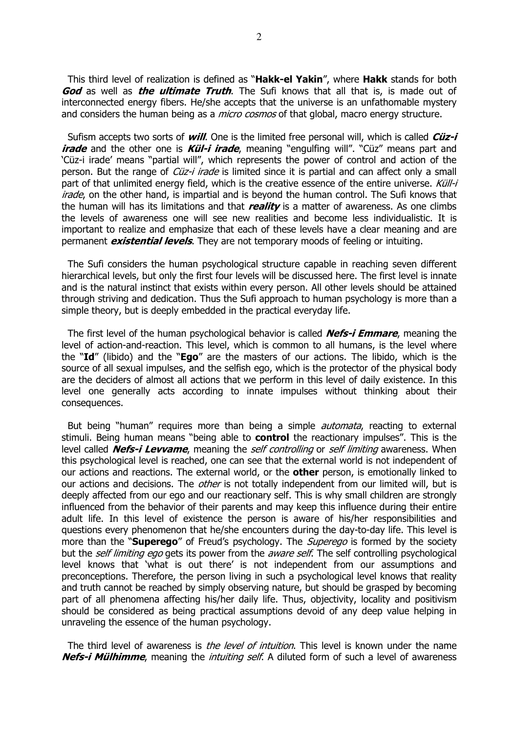This third level of realization is defined as "**Hakk-el Yakin**", where **Hakk** stands for both ***God*** as well as ***the ultimate Truth***. The Sufi knows that all that is, is made out of interconnected energy fibers. He/she accepts that the universe is an unfathomable mystery and considers the human being as a *micro cosmos* of that global, macro energy structure.

Sufism accepts two sorts of ***will***. One is the limited free personal will, which is called ***Cüz-i irade*** and the other one is ***Kül-i irade***, meaning "engulfing will". "Cüz" means part and 'Cüz-i irade' means "partial will", which represents the power of control and action of the person. But the range of *Cüz-i irade* is limited since it is partial and can affect only a small part of that unlimited energy field, which is the creative essence of the entire universe. *Küll-i irade*, on the other hand, is impartial and is beyond the human control. The Sufi knows that the human will has its limitations and that ***reality*** is a matter of awareness. As one climbs the levels of awareness one will see new realities and become less individualistic. It is important to realize and emphasize that each of these levels have a clear meaning and are permanent ***existential levels***. They are not temporary moods of feeling or intuiting.

The Sufi considers the human psychological structure capable in reaching seven different hierarchical levels, but only the first four levels will be discussed here. The first level is innate and is the natural instinct that exists within every person. All other levels should be attained through striving and dedication. Thus the Sufi approach to human psychology is more than a simple theory, but is deeply embedded in the practical everyday life.

The first level of the human psychological behavior is called ***Nefs-i Emmare***, meaning the level of action-and-reaction. This level, which is common to all humans, is the level where the "**Id**" (libido) and the "**Ego**" are the masters of our actions. The libido, which is the source of all sexual impulses, and the selfish ego, which is the protector of the physical body are the deciders of almost all actions that we perform in this level of daily existence. In this level one generally acts according to innate impulses without thinking about their consequences.

But being "human" requires more than being a simple *automata*, reacting to external stimuli. Being human means "being able to **control** the reactionary impulses". This is the level called ***Nefs-i Levvame***, meaning the *self controlling* or *self limiting* awareness. When this psychological level is reached, one can see that the external world is not independent of our actions and reactions. The external world, or the **other** person, is emotionally linked to our actions and decisions. The *other* is not totally independent from our limited will, but is deeply affected from our ego and our reactionary self. This is why small children are strongly influenced from the behavior of their parents and may keep this influence during their entire adult life. In this level of existence the person is aware of his/her responsibilities and questions every phenomenon that he/she encounters during the day-to-day life. This level is more than the "**Superego**" of Freud's psychology. The *Superego* is formed by the society but the *self limiting ego* gets its power from the *aware self*. The self controlling psychological level knows that 'what is out there' is not independent from our assumptions and preconceptions. Therefore, the person living in such a psychological level knows that reality and truth cannot be reached by simply observing nature, but should be grasped by becoming part of all phenomena affecting his/her daily life. Thus, objectivity, locality and positivism should be considered as being practical assumptions devoid of any deep value helping in unraveling the essence of the human psychology.

The third level of awareness is *the level of intuition*. This level is known under the name ***Nefs-i Mülhimme***, meaning the *intuiting self*. A diluted form of such a level of awareness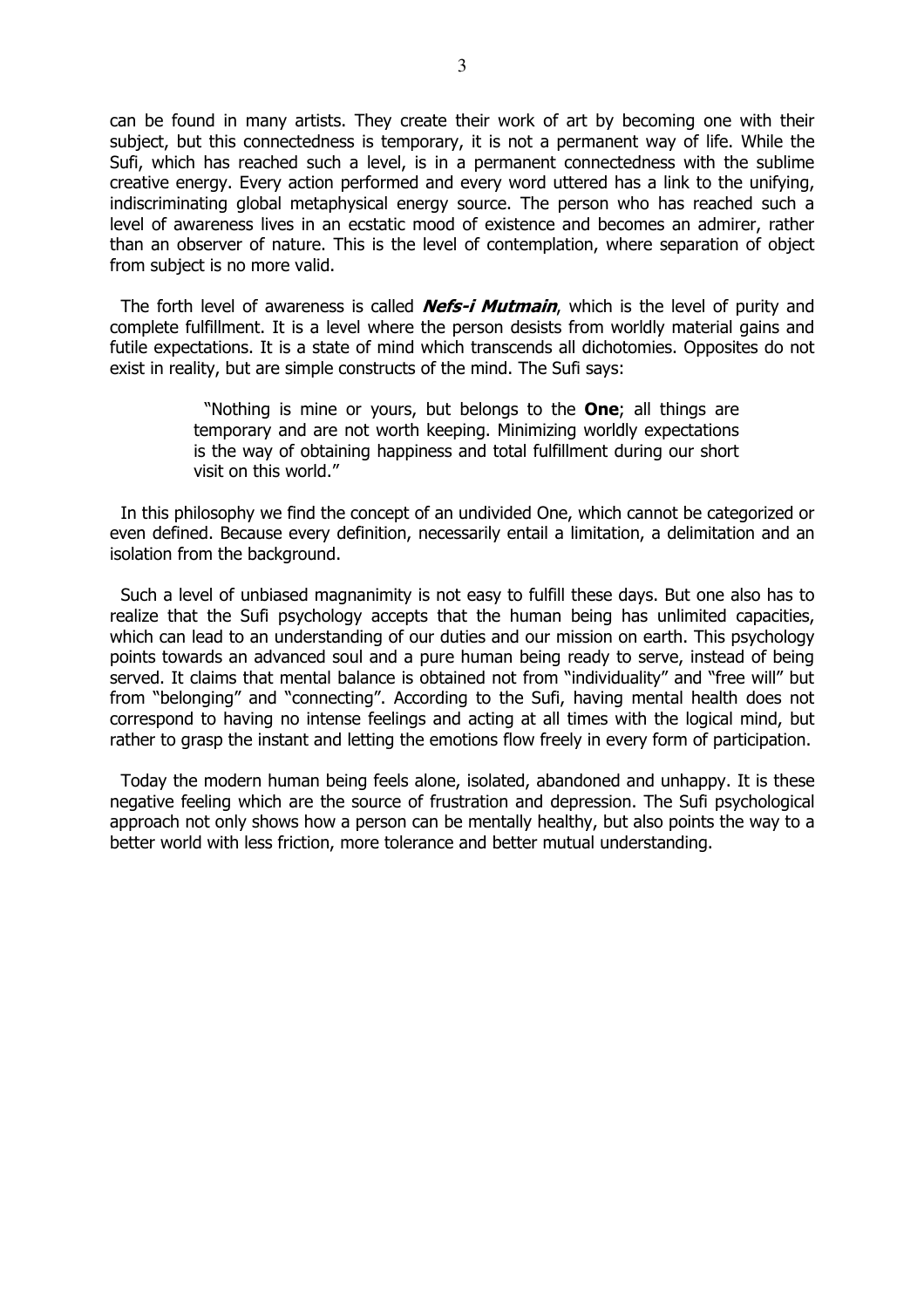can be found in many artists. They create their work of art by becoming one with their subject, but this connectedness is temporary, it is not a permanent way of life. While the Sufi, which has reached such a level, is in a permanent connectedness with the sublime creative energy. Every action performed and every word uttered has a link to the unifying, indiscriminating global metaphysical energy source. The person who has reached such a level of awareness lives in an ecstatic mood of existence and becomes an admirer, rather than an observer of nature. This is the level of contemplation, where separation of object from subject is no more valid.

The forth level of awareness is called ***Nefs-i Mutmain***, which is the level of purity and complete fulfillment. It is a level where the person desists from worldly material gains and futile expectations. It is a state of mind which transcends all dichotomies. Opposites do not exist in reality, but are simple constructs of the mind. The Sufi says:

> "Nothing is mine or yours, but belongs to the **One**; all things are temporary and are not worth keeping. Minimizing worldly expectations is the way of obtaining happiness and total fulfillment during our short visit on this world."

In this philosophy we find the concept of an undivided One, which cannot be categorized or even defined. Because every definition, necessarily entail a limitation, a delimitation and an isolation from the background.

Such a level of unbiased magnanimity is not easy to fulfill these days. But one also has to realize that the Sufi psychology accepts that the human being has unlimited capacities, which can lead to an understanding of our duties and our mission on earth. This psychology points towards an advanced soul and a pure human being ready to serve, instead of being served. It claims that mental balance is obtained not from "individuality" and "free will" but from "belonging" and "connecting". According to the Sufi, having mental health does not correspond to having no intense feelings and acting at all times with the logical mind, but rather to grasp the instant and letting the emotions flow freely in every form of participation.

Today the modern human being feels alone, isolated, abandoned and unhappy. It is these negative feeling which are the source of frustration and depression. The Sufi psychological approach not only shows how a person can be mentally healthy, but also points the way to a better world with less friction, more tolerance and better mutual understanding.